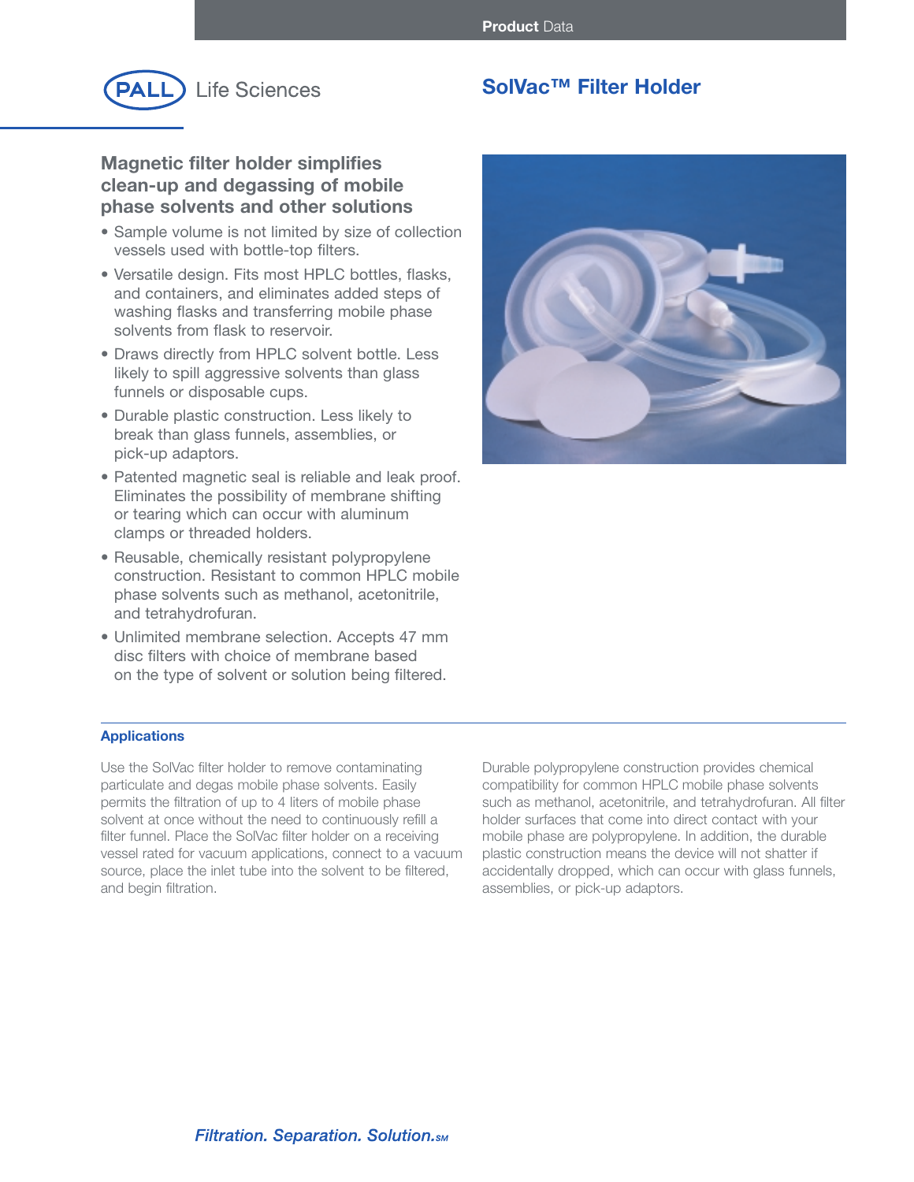Product Data

PALL Life Sciences

# SolVac™ Filter Holder

## Magnetic filter holder simplifies clean-up and degassing of mobile phase solvents and other solutions

- Sample volume is not limited by size of collection vessels used with bottle-top filters.
- Versatile design. Fits most HPLC bottles, flasks, and containers, and eliminates added steps of washing flasks and transferring mobile phase solvents from flask to reservoir.
- Draws directly from HPLC solvent bottle. Less likely to spill aggressive solvents than glass funnels or disposable cups.
- Durable plastic construction. Less likely to break than glass funnels, assemblies, or pick-up adaptors.
- Patented magnetic seal is reliable and leak proof. Eliminates the possibility of membrane shifting or tearing which can occur with aluminum clamps or threaded holders.
- Reusable, chemically resistant polypropylene construction. Resistant to common HPLC mobile phase solvents such as methanol, acetonitrile, and tetrahydrofuran.
- Unlimited membrane selection. Accepts 47 mm disc filters with choice of membrane based on the type of solvent or solution being filtered.

## Applications

Use the SolVac filter holder to remove contaminating particulate and degas mobile phase solvents. Easily permits the filtration of up to 4 liters of mobile phase solvent at once without the need to continuously refill a filter funnel. Place the SolVac filter holder on a receiving vessel rated for vacuum applications, connect to a vacuum source, place the inlet tube into the solvent to be filtered, and begin filtration.

Durable polypropylene construction provides chemical compatibility for common HPLC mobile phase solvents such as methanol, acetonitrile, and tetrahydrofuran. All filter holder surfaces that come into direct contact with your mobile phase are polypropylene. In addition, the durable plastic construction means the device will not shatter if accidentally dropped, which can occur with glass funnels, assemblies, or pick-up adaptors.

*Filtration. Separation. Solution.*℠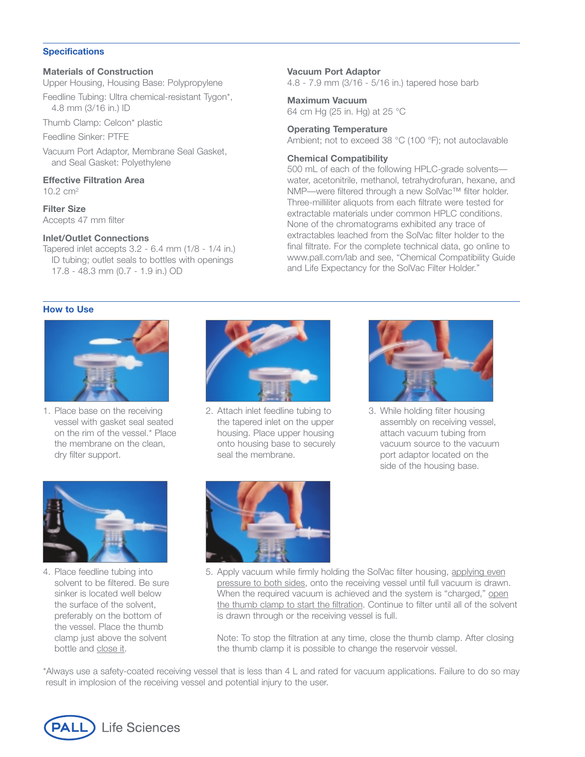## Specifications

**Materials of Construction**
Upper Housing, Housing Base: Polypropylene

Feedline Tubing: Ultra chemical-resistant Tygon*, 4.8 mm (3/16 in.) ID

Thumb Clamp: Celcon* plastic

Feedline Sinker: PTFE

Vacuum Port Adaptor, Membrane Seal Gasket, and Seal Gasket: Polyethylene

**Effective Filtration Area**
10.2 cm$^2$

**Filter Size**
Accepts 47 mm filter

**Inlet/Outlet Connections**
Tapered inlet accepts 3.2 - 6.4 mm (1/8 - 1/4 in.) ID tubing; outlet seals to bottles with openings 17.8 - 48.3 mm (0.7 - 1.9 in.) OD

**Vacuum Port Adaptor**
4.8 - 7.9 mm (3/16 - 5/16 in.) tapered hose barb

**Maximum Vacuum**
64 cm Hg (25 in. Hg) at 25 °C

**Operating Temperature**
Ambient; not to exceed 38 °C (100 °F); not autoclavable

**Chemical Compatibility**
500 mL of each of the following HPLC-grade solvents—water, acetonitrile, methanol, tetrahydrofuran, hexane, and NMP—were filtered through a new SolVac™ filter holder. Three-milliliter aliquots from each filtrate were tested for extractable materials under common HPLC conditions. None of the chromatograms exhibited any trace of extractables leached from the SolVac filter holder to the final filtrate. For the complete technical data, go online to www.pall.com/lab and see, "Chemical Compatibility Guide and Life Expectancy for the SolVac Filter Holder."

## How to Use

1. Place base on the receiving vessel with gasket seal seated on the rim of the vessel.* Place the membrane on the clean, dry filter support.
2. Attach inlet feedline tubing to the tapered inlet on the upper housing. Place upper housing onto housing base to securely seal the membrane.
3. While holding filter housing assembly on receiving vessel, attach vacuum tubing from vacuum source to the vacuum port adaptor located on the side of the housing base.
4. Place feedline tubing into solvent to be filtered. Be sure sinker is located well below the surface of the solvent, preferably on the bottom of the vessel. Place the thumb clamp just above the solvent bottle and close it.
5. Apply vacuum while firmly holding the SolVac filter housing, applying even pressure to both sides, onto the receiving vessel until full vacuum is drawn. When the required vacuum is achieved and the system is "charged," open the thumb clamp to start the filtration. Continue to filter until all of the solvent is drawn through or the receiving vessel is full.

   Note: To stop the filtration at any time, close the thumb clamp. After closing the thumb clamp it is possible to change the reservoir vessel.

*Always use a safety-coated receiving vessel that is less than 4 L and rated for vacuum applications. Failure to do so may result in implosion of the receiving vessel and potential injury to the user.

PALL Life Sciences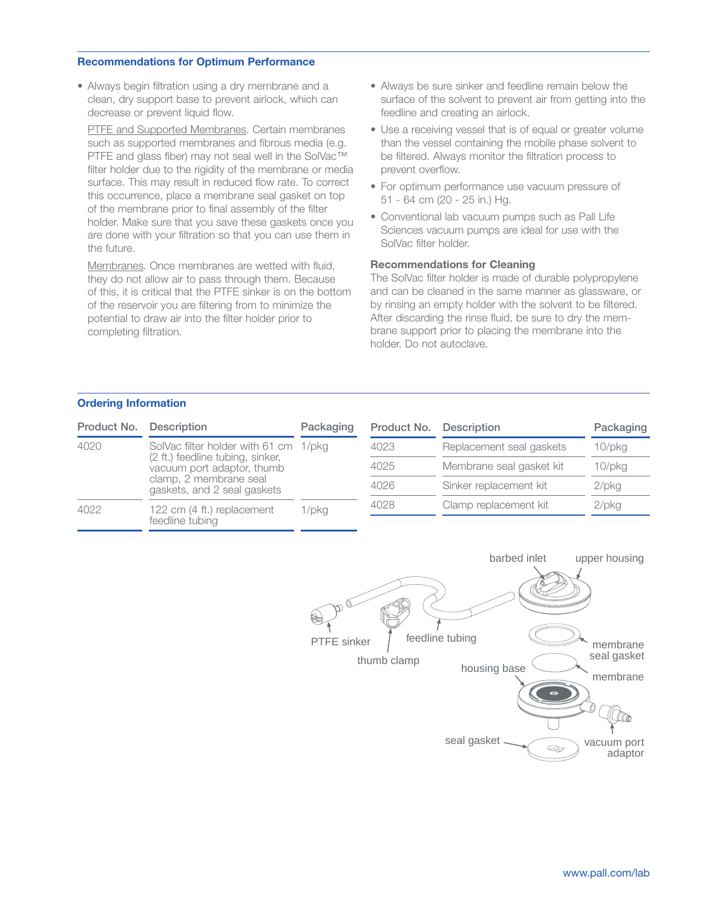## Recommendations for Optimum Performance

- Always begin filtration using a dry membrane and a clean, dry support base to prevent airlock, which can decrease or prevent liquid flow.

  PTFE and Supported Membranes. Certain membranes such as supported membranes and fibrous media (e.g. PTFE and glass fiber) may not seal well in the SolVac™ filter holder due to the rigidity of the membrane or media surface. This may result in reduced flow rate. To correct this occurrence, place a membrane seal gasket on top of the membrane prior to final assembly of the filter holder. Make sure that you save these gaskets once you are done with your filtration so that you can use them in the future.

  Membranes. Once membranes are wetted with fluid, they do not allow air to pass through them. Because of this, it is critical that the PTFE sinker is on the bottom of the reservoir you are filtering from to minimize the potential to draw air into the filter holder prior to completing filtration.

- Always be sure sinker and feedline remain below the surface of the solvent to prevent air from getting into the feedline and creating an airlock.
- Use a receiving vessel that is of equal or greater volume than the vessel containing the mobile phase solvent to be filtered. Always monitor the filtration process to prevent overflow.
- For optimum performance use vacuum pressure of 51 - 64 cm (20 - 25 in.) Hg.
- Conventional lab vacuum pumps such as Pall Life Sciences vacuum pumps are ideal for use with the SolVac filter holder.

### Recommendations for Cleaning

The SolVac filter holder is made of durable polypropylene and can be cleaned in the same manner as glassware, or by rinsing an empty holder with the solvent to be filtered. After discarding the rinse fluid, be sure to dry the membrane support prior to placing the membrane into the holder. Do not autoclave.

## Ordering Information

| Product No. | Description | Packaging |
|---|---|---|
| 4020 | SolVac filter holder with 61 cm (2 ft.) feedline tubing, sinker, vacuum port adaptor, thumb clamp, 2 membrane seal gaskets, and 2 seal gaskets | 1/pkg |
| 4022 | 122 cm (4 ft.) replacement feedline tubing | 1/pkg |

| Product No. | Description | Packaging |
|---|---|---|
| 4023 | Replacement seal gaskets | 10/pkg |
| 4025 | Membrane seal gasket kit | 10/pkg |
| 4026 | Sinker replacement kit | 2/pkg |
| 4028 | Clamp replacement kit | 2/pkg |

barbed inlet, upper housing, PTFE sinker, feedline tubing, thumb clamp, membrane seal gasket, housing base, membrane, seal gasket, vacuum port adaptor

www.pall.com/lab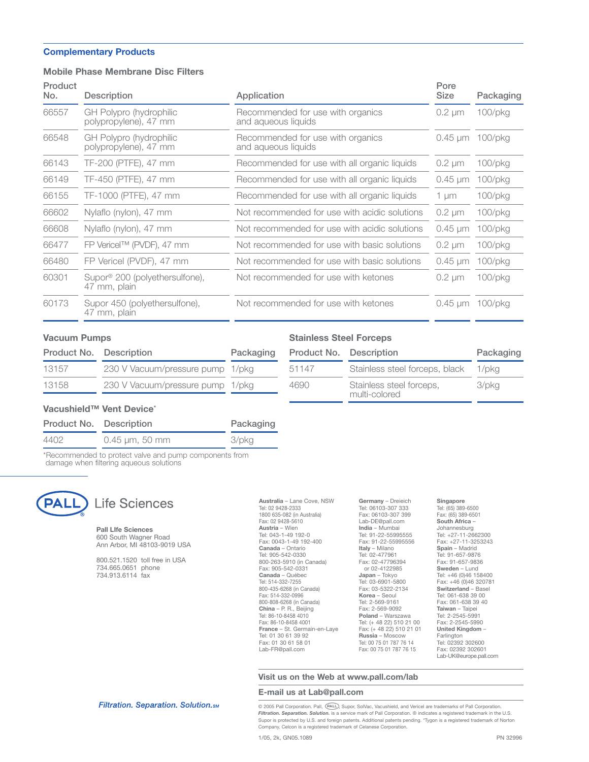## Complementary Products

### Mobile Phase Membrane Disc Filters

| Product No. | Description | Application | Pore Size | Packaging |
|---|---|---|---|---|
| 66557 | GH Polypro (hydrophilic polypropylene), 47 mm | Recommended for use with organics and aqueous liquids | 0.2 µm | 100/pkg |
| 66548 | GH Polypro (hydrophilic polypropylene), 47 mm | Recommended for use with organics and aqueous liquids | 0.45 µm | 100/pkg |
| 66143 | TF-200 (PTFE), 47 mm | Recommended for use with all organic liquids | 0.2 µm | 100/pkg |
| 66149 | TF-450 (PTFE), 47 mm | Recommended for use with all organic liquids | 0.45 µm | 100/pkg |
| 66155 | TF-1000 (PTFE), 47 mm | Recommended for use with all organic liquids | 1 µm | 100/pkg |
| 66602 | Nylaflo (nylon), 47 mm | Not recommended for use with acidic solutions | 0.2 µm | 100/pkg |
| 66608 | Nylaflo (nylon), 47 mm | Not recommended for use with acidic solutions | 0.45 µm | 100/pkg |
| 66477 | FP Vericel™ (PVDF), 47 mm | Not recommended for use with basic solutions | 0.2 µm | 100/pkg |
| 66480 | FP Vericel (PVDF), 47 mm | Not recommended for use with basic solutions | 0.45 µm | 100/pkg |
| 60301 | Supor® 200 (polyethersulfone), 47 mm, plain | Not recommended for use with ketones | 0.2 µm | 100/pkg |
| 60173 | Supor 450 (polyethersulfone), 47 mm, plain | Not recommended for use with ketones | 0.45 µm | 100/pkg |

### Vacuum Pumps

| Product No. | Description | Packaging |
|---|---|---|
| 13157 | 230 V Vacuum/pressure pump | 1/pkg |
| 13158 | 230 V Vacuum/pressure pump | 1/pkg |

### Vacushield™ Vent Device*

| Product No. | Description | Packaging |
|---|---|---|
| 4402 | 0.45 µm, 50 mm | 3/pkg |

*Recommended to protect valve and pump components from damage when filtering aqueous solutions

### Stainless Steel Forceps

| Product No. | Description | Packaging |
|---|---|---|
| 51147 | Stainless steel forceps, black | 1/pkg |
| 4690 | Stainless steel forceps, multi-colored | 3/pkg |

PALL Life Sciences

**Pall LIfe Sciences**
600 South Wagner Road
Ann Arbor, MI 48103-9019 USA

800.521.1520 toll free in USA
734.665.0651 phone
734.913.6114 fax

**Australia** – Lane Cove, NSW
Tel: 02 9428-2333
1800 635-082 (in Australia)
Fax: 02 9428-5610
**Austria** – Wien
Tel: 043-1-49 192-0
Fax: 0043-1-49 192-400
**Canada** – Ontario
Tel: 905-542-0330
800-263-5910 (in Canada)
Fax: 905-542-0331
**Canada** – Québec
Tel: 514-332-7255
800-435-6268 (in Canada)
Fax: 514-332-0996
800-808-6268 (in Canada)
**China** – P. R., Beijing
Tel: 86-10-8458 4010
Fax: 86-10-8458 4001
**France** – St. Germain-en-Laye
Tel: 01 30 61 39 92
Fax: 01 30 61 58 01
Lab-FR@pall.com

**Germany** – Dreieich
Tel: 06103-307 333
Fax: 06103-307 399
Lab-DE@pall.com
**India** – Mumbai
Tel: 91-22-55995555
Fax: 91-22-55995556
**Italy** – Milano
Tel: 02-477961
Fax: 02-47796394
or 02-4122985
**Japan** – Tokyo
Tel: 03-6901-5800
Fax: 03-5322-2134
**Korea** – Seoul
Tel: 2-569-9161
Fax: 2-569-9092
**Poland** – Warszawa
Tel: (+ 48 22) 510 21 00
Fax: (+ 48 22) 510 21 01
**Russia** – Moscow
Tel: 00 75 01 787 76 14
Fax: 00 75 01 787 76 15

**Singapore**
Tel: (65) 389-6500
Fax: (65) 389-6501
**South Africa** – Johannesburg
Tel: +27-11-2662300
Fax: +27-11-3253243
**Spain** – Madrid
Tel: 91-657-9876
Fax: 91-657-9836
**Sweden** – Lund
Tel: +46 (0)46 158400
Fax: +46 (0)46 320781
**Switzerland** – Basel
Tel: 061-638 39 00
Fax: 061-638 39 40
**Taiwan** – Taipei
Tel: 2-2545-5991
Fax: 2-2545-5990
**United Kingdom** – Farlington
Tel: 02392 302600
Fax: 02392 302601
Lab-UK@europe.pall.com

**Visit us on the Web at www.pall.com/lab**

**E-mail us at Lab@pall.com**

*Filtration. Separation. Solution.SM*

© 2005 Pall Corporation. Pall, (PALL), Supor, SolVac, Vacushield, and Vericel are trademarks of Pall Corporation. ***Filtration. Separation. Solution.*** is a service mark of Pall Corporation. ® indicates a registered trademark in the U.S. Supor is protected by U.S. and foreign patents. Additional patents pending. *Tygon is a registered trademark of Norton Company. Celcon is a registered trademark of Celanese Corporation.

1/05, 2k, GN05.1089

PN 32996